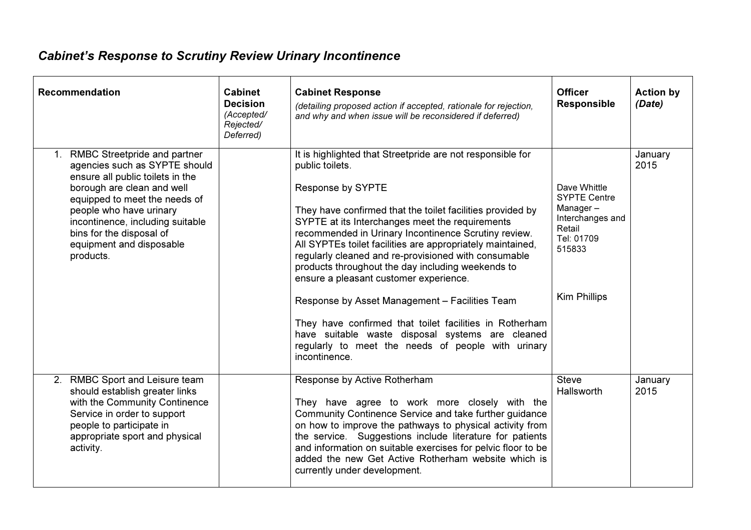# *Cabinet's Response to Scrutiny Review Urinary Incontinence*

| Recommendation | Cabinet Decision *(Accepted/ Rejected/ Deferred)* | Cabinet Response *(detailing proposed action if accepted, rationale for rejection, and why and when issue will be reconsidered if deferred)* | Officer Responsible | Action by *(Date)* |
|---|---|---|---|---|
| 1. RMBC Streetpride and partner agencies such as SYPTE should ensure all public toilets in the borough are clean and well equipped to meet the needs of people who have urinary incontinence, including suitable bins for the disposal of equipment and disposable products. | | It is highlighted that Streetpride are not responsible for public toilets.<br><br>Response by SYPTE<br><br>They have confirmed that the toilet facilities provided by SYPTE at its Interchanges meet the requirements recommended in Urinary Incontinence Scrutiny review. All SYPTEs toilet facilities are appropriately maintained, regularly cleaned and re-provisioned with consumable products throughout the day including weekends to ensure a pleasant customer experience.<br><br>Response by Asset Management – Facilities Team<br><br>They have confirmed that toilet facilities in Rotherham have suitable waste disposal systems are cleaned regularly to meet the needs of people with urinary incontinence. | Dave Whittle SYPTE Centre Manager – Interchanges and Retail Tel: 01709 515833<br><br>Kim Phillips | January 2015 |
| 2. RMBC Sport and Leisure team should establish greater links with the Community Continence Service in order to support people to participate in appropriate sport and physical activity. | | Response by Active Rotherham<br><br>They have agree to work more closely with the Community Continence Service and take further guidance on how to improve the pathways to physical activity from the service. Suggestions include literature for patients and information on suitable exercises for pelvic floor to be added the new Get Active Rotherham website which is currently under development. | Steve Hallsworth | January 2015 |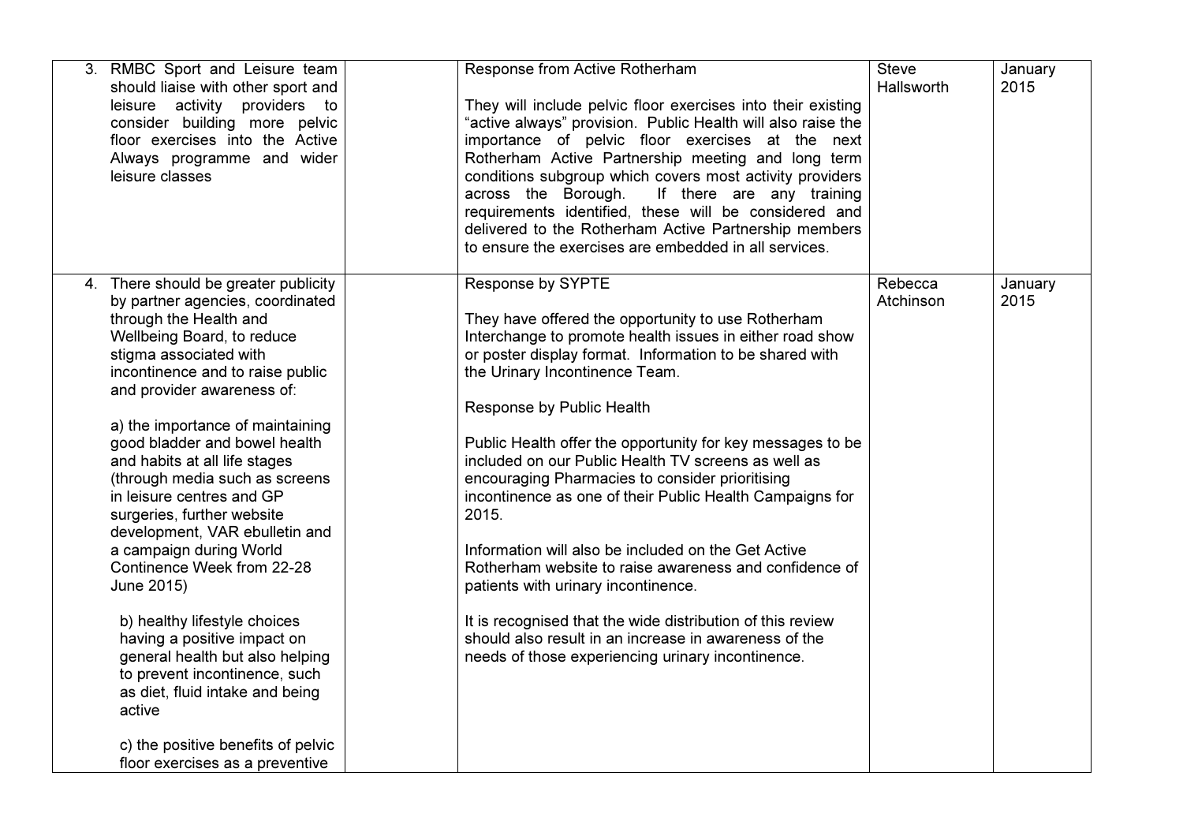| | | | | |
|---|---|---|---|---|
| 3. RMBC Sport and Leisure team should liaise with other sport and leisure activity providers to consider building more pelvic floor exercises into the Active Always programme and wider leisure classes | | Response from Active Rotherham<br><br>They will include pelvic floor exercises into their existing "active always" provision. Public Health will also raise the importance of pelvic floor exercises at the next Rotherham Active Partnership meeting and long term conditions subgroup which covers most activity providers across the Borough. If there are any training requirements identified, these will be considered and delivered to the Rotherham Active Partnership members to ensure the exercises are embedded in all services. | Steve Hallsworth | January 2015 |
| 4. There should be greater publicity by partner agencies, coordinated through the Health and Wellbeing Board, to reduce stigma associated with incontinence and to raise public and provider awareness of:<br><br>a) the importance of maintaining good bladder and bowel health and habits at all life stages (through media such as screens in leisure centres and GP surgeries, further website development, VAR ebulletin and a campaign during World Continence Week from 22-28 June 2015)<br><br>b) healthy lifestyle choices having a positive impact on general health but also helping to prevent incontinence, such as diet, fluid intake and being active<br><br>c) the positive benefits of pelvic floor exercises as a preventive | | Response by SYPTE<br><br>They have offered the opportunity to use Rotherham Interchange to promote health issues in either road show or poster display format. Information to be shared with the Urinary Incontinence Team.<br><br>Response by Public Health<br><br>Public Health offer the opportunity for key messages to be included on our Public Health TV screens as well as encouraging Pharmacies to consider prioritising incontinence as one of their Public Health Campaigns for 2015.<br><br>Information will also be included on the Get Active Rotherham website to raise awareness and confidence of patients with urinary incontinence.<br><br>It is recognised that the wide distribution of this review should also result in an increase in awareness of the needs of those experiencing urinary incontinence. | Rebecca Atchinson | January 2015 |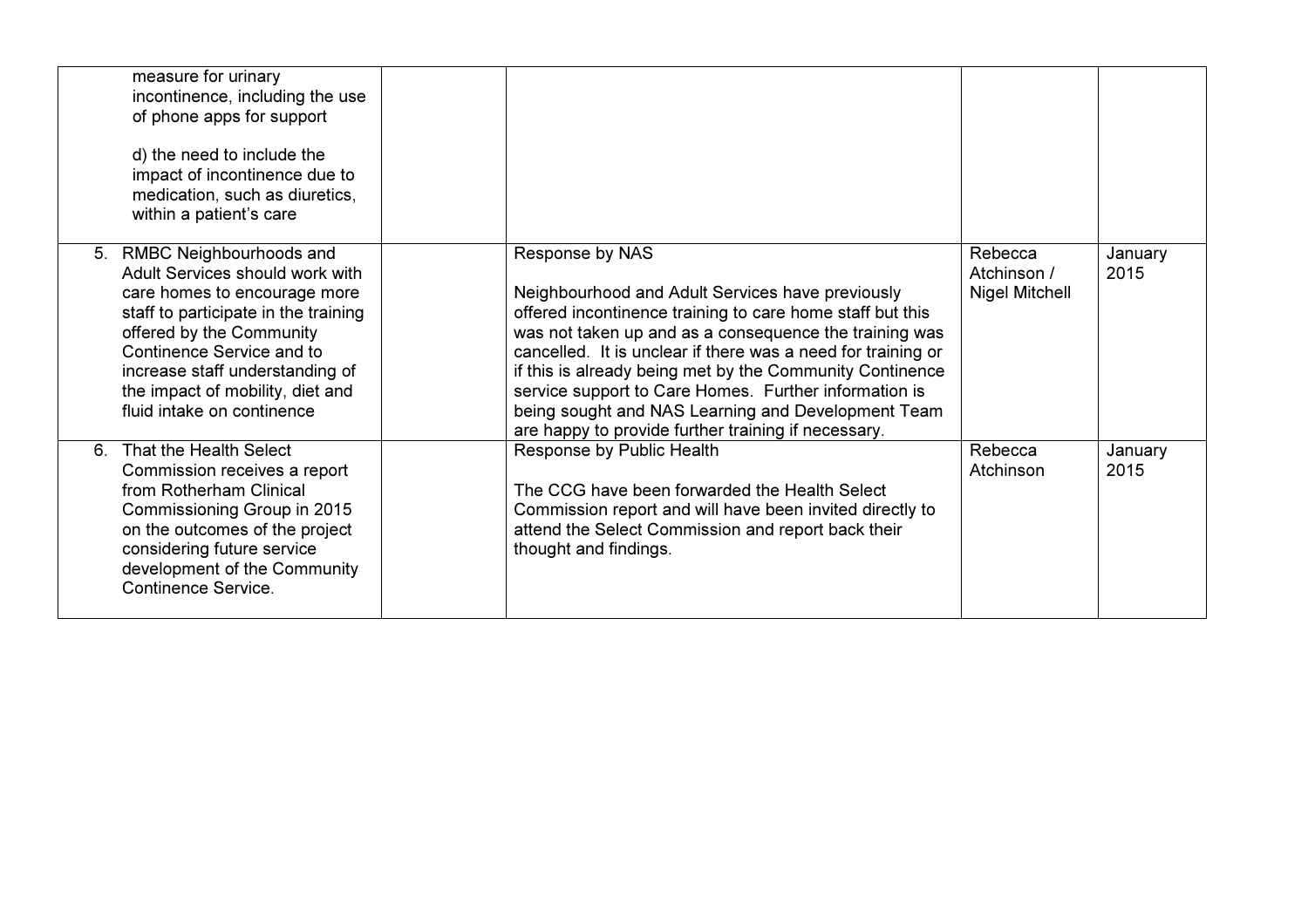| | | | | |
|---|---|---|---|---|
| measure for urinary incontinence, including the use of phone apps for support<br><br>d) the need to include the impact of incontinence due to medication, such as diuretics, within a patient's care | | | | |
| 5. RMBC Neighbourhoods and Adult Services should work with care homes to encourage more staff to participate in the training offered by the Community Continence Service and to increase staff understanding of the impact of mobility, diet and fluid intake on continence | | Response by NAS<br><br>Neighbourhood and Adult Services have previously offered incontinence training to care home staff but this was not taken up and as a consequence the training was cancelled. It is unclear if there was a need for training or if this is already being met by the Community Continence service support to Care Homes. Further information is being sought and NAS Learning and Development Team are happy to provide further training if necessary. | Rebecca Atchinson / Nigel Mitchell | January 2015 |
| 6. That the Health Select Commission receives a report from Rotherham Clinical Commissioning Group in 2015 on the outcomes of the project considering future service development of the Community Continence Service. | | Response by Public Health<br><br>The CCG have been forwarded the Health Select Commission report and will have been invited directly to attend the Select Commission and report back their thought and findings. | Rebecca Atchinson | January 2015 |